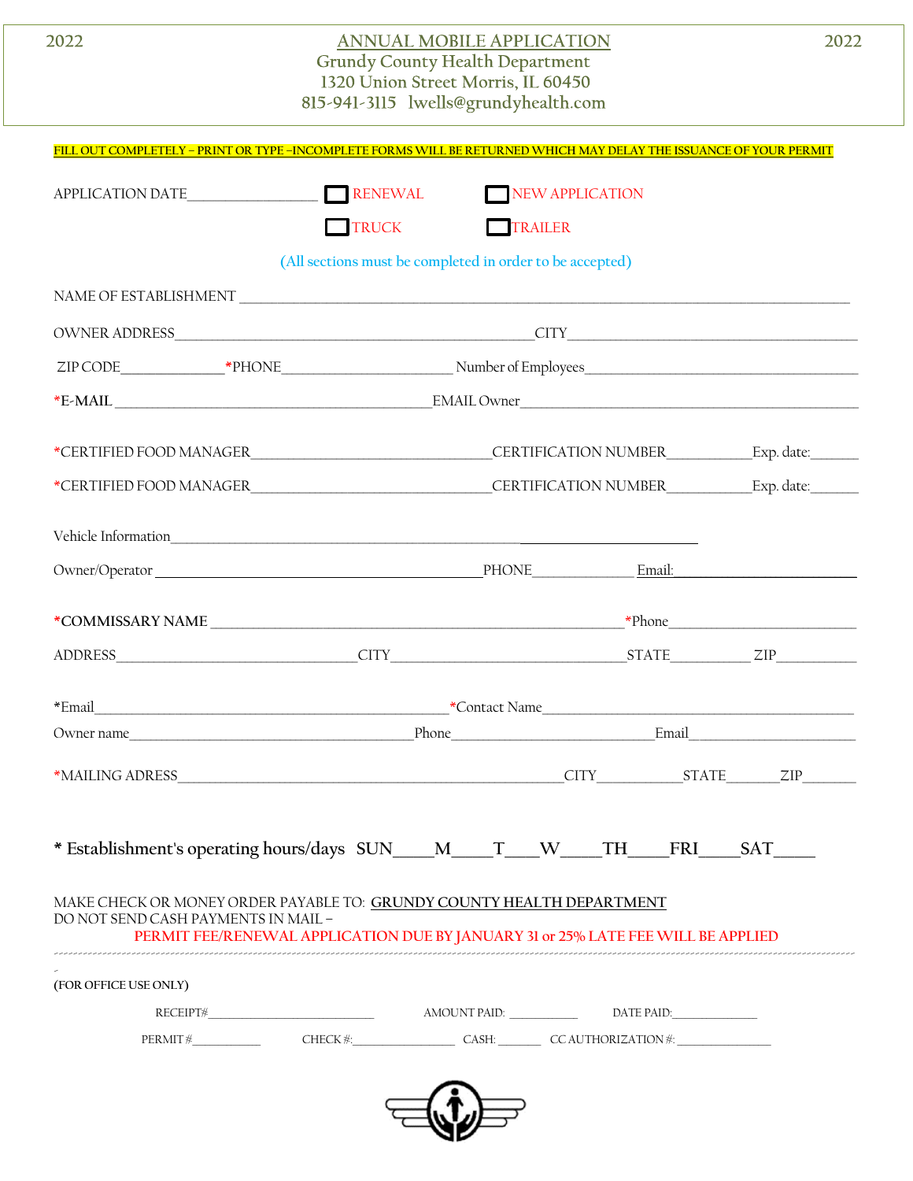2022 **ANNUAL MOBILE APPLICATION** 2022

Grundy County Health Department
1320 Union Street Morris, IL 60450
815-941-3115 lwells@grundyhealth.com

**FILL OUT COMPLETELY – PRINT OR TYPE –INCOMPLETE FORMS WILL BE RETURNED WHICH MAY DELAY THE ISSUANCE OF YOUR PERMIT**

APPLICATION DATE________________ ☐ RENEWAL ☐ NEW APPLICATION

☐ TRUCK ☐ TRAILER

(All sections must be completed in order to be accepted)

NAME OF ESTABLISHMENT ______________________________________________________________

OWNER ADDRESS________________________________________CITY__________________________________

ZIP CODE____________*PHONE____________________ Number of Employees_________________________

*E-MAIL ____________________________________EMAIL Owner_______________________________________

*CERTIFIED FOOD MANAGER___________________________CERTIFICATION NUMBER__________Exp. date:______

*CERTIFIED FOOD MANAGER___________________________CERTIFICATION NUMBER__________Exp. date:______

Vehicle Information_______________________________________________________

Owner/Operator ______________________________________PHONE____________ Email:______________________

*COMMISSARY NAME ______________________________________________*Phone______________________

ADDRESS____________________________CITY___________________________STATE__________ ZIP__________

*Email_________________________________________*Contact Name____________________________________

Owner name_________________________________Phone_________________________Email____________________

*MAILING ADRESS____________________________________________CITY__________STATE______ZIP_______

**\* Establishment's operating hours/days SUN____M____T___W____TH____FRI____SAT____**

MAKE CHECK OR MONEY ORDER PAYABLE TO: **GRUNDY COUNTY HEALTH DEPARTMENT**
DO NOT SEND CASH PAYMENTS IN MAIL –
PERMIT FEE/RENEWAL APPLICATION DUE BY JANUARY 31 or 25% LATE FEE WILL BE APPLIED

---

**(FOR OFFICE USE ONLY)**

RECEIPT#_________________________ AMOUNT PAID: __________ DATE PAID:_____________

PERMIT #__________ CHECK #:_______________ CASH: ______ CC AUTHORIZATION #: ______________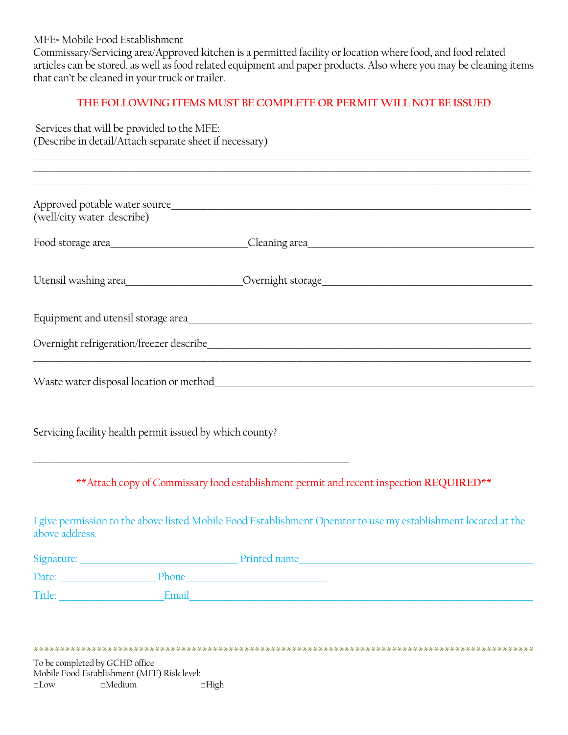MFE= Mobile Food Establishment
Commissary/Servicing area/Approved kitchen is a permitted facility or location where food, and food related articles can be stored, as well as food related equipment and paper products. Also where you may be cleaning items that can't be cleaned in your truck or trailer.

**THE FOLLOWING ITEMS MUST BE COMPLETE OR PERMIT WILL NOT BE ISSUED**

Services that will be provided to the MFE:
(Describe in detail/Attach separate sheet if necessary)

______________________________________________________________________________
______________________________________________________________________________
______________________________________________________________________________

Approved potable water source______________________________________________
(well/city water describe)

Food storage area____________________Cleaning area________________________________

Utensil washing area_________________Overnight storage_____________________________

Equipment and utensil storage area__________________________________________________

Overnight refrigeration/freezer describe______________________________________________
______________________________________________________________________________

Waste water disposal location or method_____________________________________________

Servicing facility health permit issued by which county?

__________________________________________________

**Attach copy of Commissary food establishment permit and recent inspection **REQUIRED****

I give permission to the above listed Mobile Food Establishment Operator to use my establishment located at the above address.

Signature: ________________________ Printed name__________________________________

Date: ______________ Phone____________________

Title: _______________Email__________________________________________________

***************************************************************************************

To be completed by GCHD office
Mobile Food Establishment (MFE) Risk level:
□Low □Medium □High